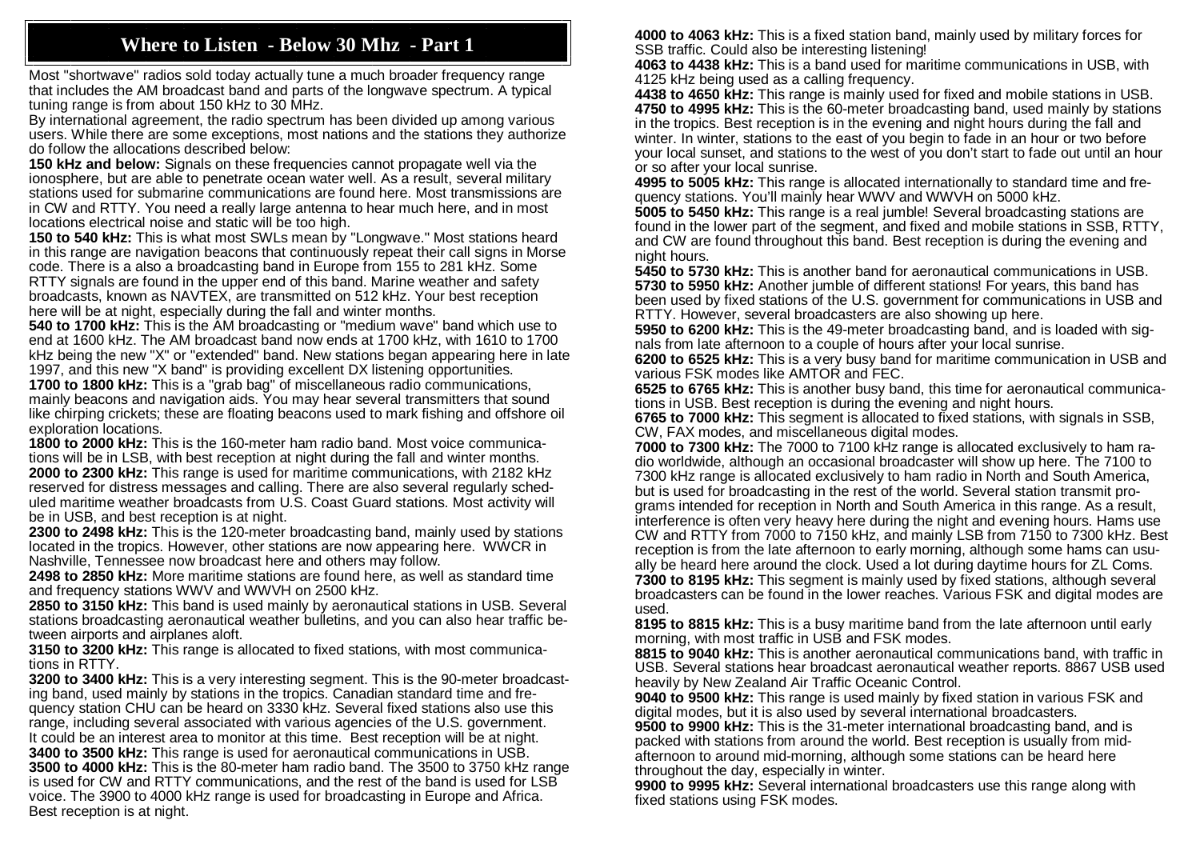# Where to Listen - Below 30 Mhz - Part 1

Most "shortwave" radios sold today actually tune a much broader frequency range that includes the AM broadcast band and parts of the longwave spectrum. A typical tuning range is from about 150 kHz to 30 MHz.

By international agreement, the radio spectrum has been divided up among various users. While there are some exceptions, most nations and the stations they authorize do follow the allocations described below:

**150 kHz and below:** Signals on these frequencies cannot propagate well via the ionosphere, but are able to penetrate ocean water well. As a result, several military stations used for submarine communications are found here. Most transmissions are in CW and RTTY. You need a really large antenna to hear much here, and in most locations electrical noise and static will be too high.

**150 to 540 kHz:** This is what most SWLs mean by "Longwave." Most stations heard in this range are navigation beacons that continuously repeat their call signs in Morse code. There is a also a broadcasting band in Europe from 155 to 281 kHz. Some RTTY signals are found in the upper end of this band. Marine weather and safety broadcasts, known as NAVTEX, are transmitted on 512 kHz. Your best reception here will be at night, especially during the fall and winter months.

**540 to 1700 kHz:** This is the AM broadcasting or "medium wave" band which use to end at 1600 kHz. The AM broadcast band now ends at 1700 kHz, with 1610 to 1700 kHz being the new "X" or "extended" band. New stations began appearing here in late 1997, and this new "X band" is providing excellent DX listening opportunities.

**1700 to 1800 kHz:** This is a "grab bag" of miscellaneous radio communications, mainly beacons and navigation aids. You may hear several transmitters that sound like chirping crickets; these are floating beacons used to mark fishing and offshore oil exploration locations.

**1800 to 2000 kHz:** This is the 160-meter ham radio band. Most voice communications will be in LSB, with best reception at night during the fall and winter months.

**2000 to 2300 kHz:** This range is used for maritime communications, with 2182 kHz reserved for distress messages and calling. There are also several regularly scheduled maritime weather broadcasts from U.S. Coast Guard stations. Most activity will be in USB, and best reception is at night.

**2300 to 2498 kHz:** This is the 120-meter broadcasting band, mainly used by stations located in the tropics. However, other stations are now appearing here. WWCR in Nashville, Tennessee now broadcast here and others may follow.

**2498 to 2850 kHz:** More maritime stations are found here, as well as standard time and frequency stations WWV and WWVH on 2500 kHz.

**2850 to 3150 kHz:** This band is used mainly by aeronautical stations in USB. Several stations broadcasting aeronautical weather bulletins, and you can also hear traffic between airports and airplanes aloft.

**3150 to 3200 kHz:** This range is allocated to fixed stations, with most communications in RTTY.

**3200 to 3400 kHz:** This is a very interesting segment. This is the 90-meter broadcasting band, used mainly by stations in the tropics. Canadian standard time and frequency station CHU can be heard on 3330 kHz. Several fixed stations also use this range, including several associated with various agencies of the U.S. government. It could be an interest area to monitor at this time. Best reception will be at night.

**3400 to 3500 kHz:** This range is used for aeronautical communications in USB.

**3500 to 4000 kHz:** This is the 80-meter ham radio band. The 3500 to 3750 kHz range is used for CW and RTTY communications, and the rest of the band is used for LSB voice. The 3900 to 4000 kHz range is used for broadcasting in Europe and Africa. Best reception is at night.

**4000 to 4063 kHz:** This is a fixed station band, mainly used by military forces for SSB traffic. Could also be interesting listening!

**4063 to 4438 kHz:** This is a band used for maritime communications in USB, with 4125 kHz being used as a calling frequency.

**4438 to 4650 kHz:** This range is mainly used for fixed and mobile stations in USB.

**4750 to 4995 kHz:** This is the 60-meter broadcasting band, used mainly by stations in the tropics. Best reception is in the evening and night hours during the fall and winter. In winter, stations to the east of you begin to fade in an hour or two before your local sunset, and stations to the west of you don't start to fade out until an hour or so after your local sunrise.

**4995 to 5005 kHz:** This range is allocated internationally to standard time and frequency stations. You'll mainly hear WWV and WWVH on 5000 kHz.

**5005 to 5450 kHz:** This range is a real jumble! Several broadcasting stations are found in the lower part of the segment, and fixed and mobile stations in SSB, RTTY, and CW are found throughout this band. Best reception is during the evening and night hours.

**5450 to 5730 kHz:** This is another band for aeronautical communications in USB.

**5730 to 5950 kHz:** Another jumble of different stations! For years, this band has been used by fixed stations of the U.S. government for communications in USB and RTTY. However, several broadcasters are also showing up here.

**5950 to 6200 kHz:** This is the 49-meter broadcasting band, and is loaded with signals from late afternoon to a couple of hours after your local sunrise.

**6200 to 6525 kHz:** This is a very busy band for maritime communication in USB and various FSK modes like AMTOR and FEC.

**6525 to 6765 kHz:** This is another busy band, this time for aeronautical communications in USB. Best reception is during the evening and night hours.

**6765 to 7000 kHz:** This segment is allocated to fixed stations, with signals in SSB, CW, FAX modes, and miscellaneous digital modes.

**7000 to 7300 kHz:** The 7000 to 7100 kHz range is allocated exclusively to ham radio worldwide, although an occasional broadcaster will show up here. The 7100 to 7300 kHz range is allocated exclusively to ham radio in North and South America, but is used for broadcasting in the rest of the world. Several station transmit programs intended for reception in North and South America in this range. As a result, interference is often very heavy here during the night and evening hours. Hams use CW and RTTY from 7000 to 7150 kHz, and mainly LSB from 7150 to 7300 kHz. Best reception is from the late afternoon to early morning, although some hams can usually be heard here around the clock. Used a lot during daytime hours for ZL Coms.

**7300 to 8195 kHz:** This segment is mainly used by fixed stations, although several broadcasters can be found in the lower reaches. Various FSK and digital modes are used.

**8195 to 8815 kHz:** This is a busy maritime band from the late afternoon until early morning, with most traffic in USB and FSK modes.

**8815 to 9040 kHz:** This is another aeronautical communications band, with traffic in USB. Several stations hear broadcast aeronautical weather reports. 8867 USB used heavily by New Zealand Air Traffic Oceanic Control.

**9040 to 9500 kHz:** This range is used mainly by fixed station in various FSK and digital modes, but it is also used by several international broadcasters.

**9500 to 9900 kHz:** This is the 31-meter international broadcasting band, and is packed with stations from around the world. Best reception is usually from mid-afternoon to around mid-morning, although some stations can be heard here throughout the day, especially in winter.

**9900 to 9995 kHz:** Several international broadcasters use this range along with fixed stations using FSK modes.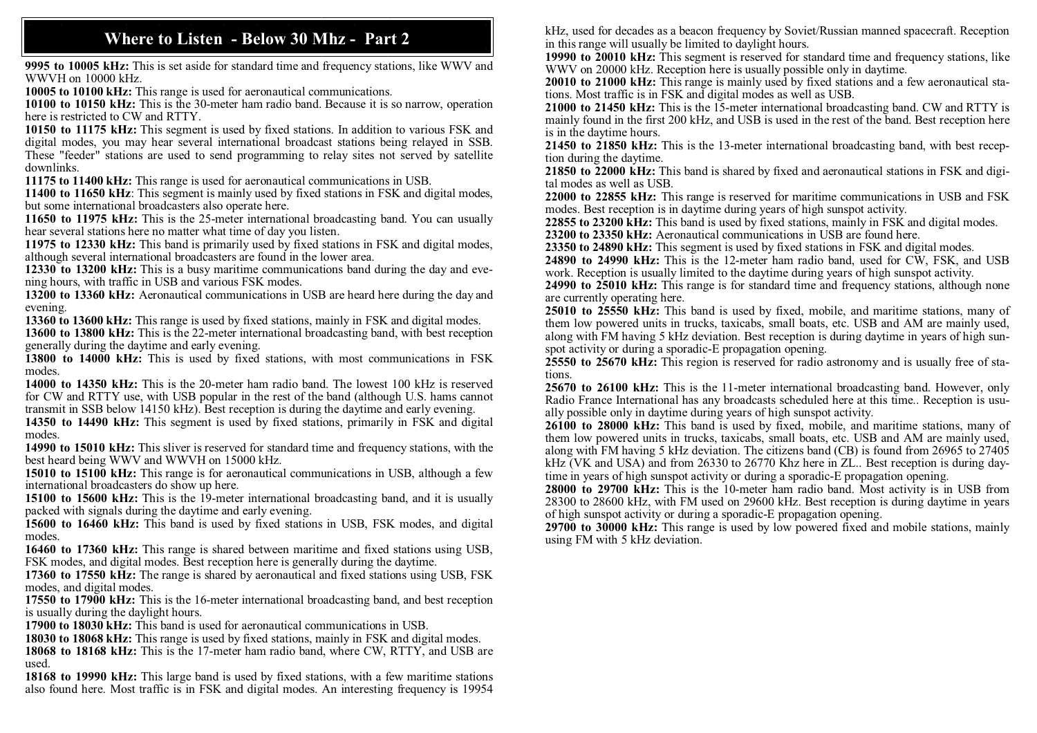# Where to Listen - Below 30 Mhz - Part 2

**9995 to 10005 kHz:** This is set aside for standard time and frequency stations, like WWV and WWVH on 10000 kHz.

**10005 to 10100 kHz:** This range is used for aeronautical communications.

**10100 to 10150 kHz:** This is the 30-meter ham radio band. Because it is so narrow, operation here is restricted to CW and RTTY.

**10150 to 11175 kHz:** This segment is used by fixed stations. In addition to various FSK and digital modes, you may hear several international broadcast stations being relayed in SSB. These "feeder" stations are used to send programming to relay sites not served by satellite downlinks.

**11175 to 11400 kHz:** This range is used for aeronautical communications in USB.

**11400 to 11650 kHz**: This segment is mainly used by fixed stations in FSK and digital modes, but some international broadcasters also operate here.

**11650 to 11975 kHz:** This is the 25-meter international broadcasting band. You can usually hear several stations here no matter what time of day you listen.

**11975 to 12330 kHz:** This band is primarily used by fixed stations in FSK and digital modes, although several international broadcasters are found in the lower area.

**12330 to 13200 kHz:** This is a busy maritime communications band during the day and evening hours, with traffic in USB and various FSK modes.

**13200 to 13360 kHz:** Aeronautical communications in USB are heard here during the day and evening.

**13360 to 13600 kHz:** This range is used by fixed stations, mainly in FSK and digital modes.

**13600 to 13800 kHz:** This is the 22-meter international broadcasting band, with best reception generally during the daytime and early evening.

**13800 to 14000 kHz:** This is used by fixed stations, with most communications in FSK modes.

**14000 to 14350 kHz:** This is the 20-meter ham radio band. The lowest 100 kHz is reserved for CW and RTTY use, with USB popular in the rest of the band (although U.S. hams cannot transmit in SSB below 14150 kHz). Best reception is during the daytime and early evening.

**14350 to 14490 kHz:** This segment is used by fixed stations, primarily in FSK and digital modes.

**14990 to 15010 kHz:** This sliver is reserved for standard time and frequency stations, with the best heard being WWV and WWVH on 15000 kHz.

**15010 to 15100 kHz:** This range is for aeronautical communications in USB, although a few international broadcasters do show up here.

**15100 to 15600 kHz:** This is the 19-meter international broadcasting band, and it is usually packed with signals during the daytime and early evening.

**15600 to 16460 kHz:** This band is used by fixed stations in USB, FSK modes, and digital modes.

**16460 to 17360 kHz:** This range is shared between maritime and fixed stations using USB, FSK modes, and digital modes. Best reception here is generally during the daytime.

**17360 to 17550 kHz:** The range is shared by aeronautical and fixed stations using USB, FSK modes, and digital modes.

**17550 to 17900 kHz:** This is the 16-meter international broadcasting band, and best reception is usually during the daylight hours.

**17900 to 18030 kHz:** This band is used for aeronautical communications in USB.

**18030 to 18068 kHz:** This range is used by fixed stations, mainly in FSK and digital modes.

**18068 to 18168 kHz:** This is the 17-meter ham radio band, where CW, RTTY, and USB are used.

**18168 to 19990 kHz:** This large band is used by fixed stations, with a few maritime stations also found here. Most traffic is in FSK and digital modes. An interesting frequency is 19954 kHz, used for decades as a beacon frequency by Soviet/Russian manned spacecraft. Reception in this range will usually be limited to daylight hours.

**19990 to 20010 kHz:** This segment is reserved for standard time and frequency stations, like WWV on 20000 kHz. Reception here is usually possible only in daytime.

**20010 to 21000 kHz:** This range is mainly used by fixed stations and a few aeronautical stations. Most traffic is in FSK and digital modes as well as USB.

**21000 to 21450 kHz:** This is the 15-meter international broadcasting band. CW and RTTY is mainly found in the first 200 kHz, and USB is used in the rest of the band. Best reception here is in the daytime hours.

**21450 to 21850 kHz:** This is the 13-meter international broadcasting band, with best reception during the daytime.

**21850 to 22000 kHz:** This band is shared by fixed and aeronautical stations in FSK and digital modes as well as USB.

**22000 to 22855 kHz:** This range is reserved for maritime communications in USB and FSK modes. Best reception is in daytime during years of high sunspot activity.

**22855 to 23200 kHz:** This band is used by fixed stations, mainly in FSK and digital modes.

**23200 to 23350 kHz:** Aeronautical communications in USB are found here.

**23350 to 24890 kHz:** This segment is used by fixed stations in FSK and digital modes.

**24890 to 24990 kHz:** This is the 12-meter ham radio band, used for CW, FSK, and USB work. Reception is usually limited to the daytime during years of high sunspot activity.

**24990 to 25010 kHz:** This range is for standard time and frequency stations, although none are currently operating here.

**25010 to 25550 kHz:** This band is used by fixed, mobile, and maritime stations, many of them low powered units in trucks, taxicabs, small boats, etc. USB and AM are mainly used, along with FM having 5 kHz deviation. Best reception is during daytime in years of high sunspot activity or during a sporadic-E propagation opening.

**25550 to 25670 kHz:** This region is reserved for radio astronomy and is usually free of stations.

**25670 to 26100 kHz:** This is the 11-meter international broadcasting band. However, only Radio France International has any broadcasts scheduled here at this time.. Reception is usually possible only in daytime during years of high sunspot activity.

**26100 to 28000 kHz:** This band is used by fixed, mobile, and maritime stations, many of them low powered units in trucks, taxicabs, small boats, etc. USB and AM are mainly used, along with FM having 5 kHz deviation. The citizens band (CB) is found from 26965 to 27405 kHz (VK and USA) and from 26330 to 26770 Khz here in ZL.. Best reception is during daytime in years of high sunspot activity or during a sporadic-E propagation opening.

**28000 to 29700 kHz:** This is the 10-meter ham radio band. Most activity is in USB from 28300 to 28600 kHz, with FM used on 29600 kHz. Best reception is during daytime in years of high sunspot activity or during a sporadic-E propagation opening.

**29700 to 30000 kHz:** This range is used by low powered fixed and mobile stations, mainly using FM with 5 kHz deviation.